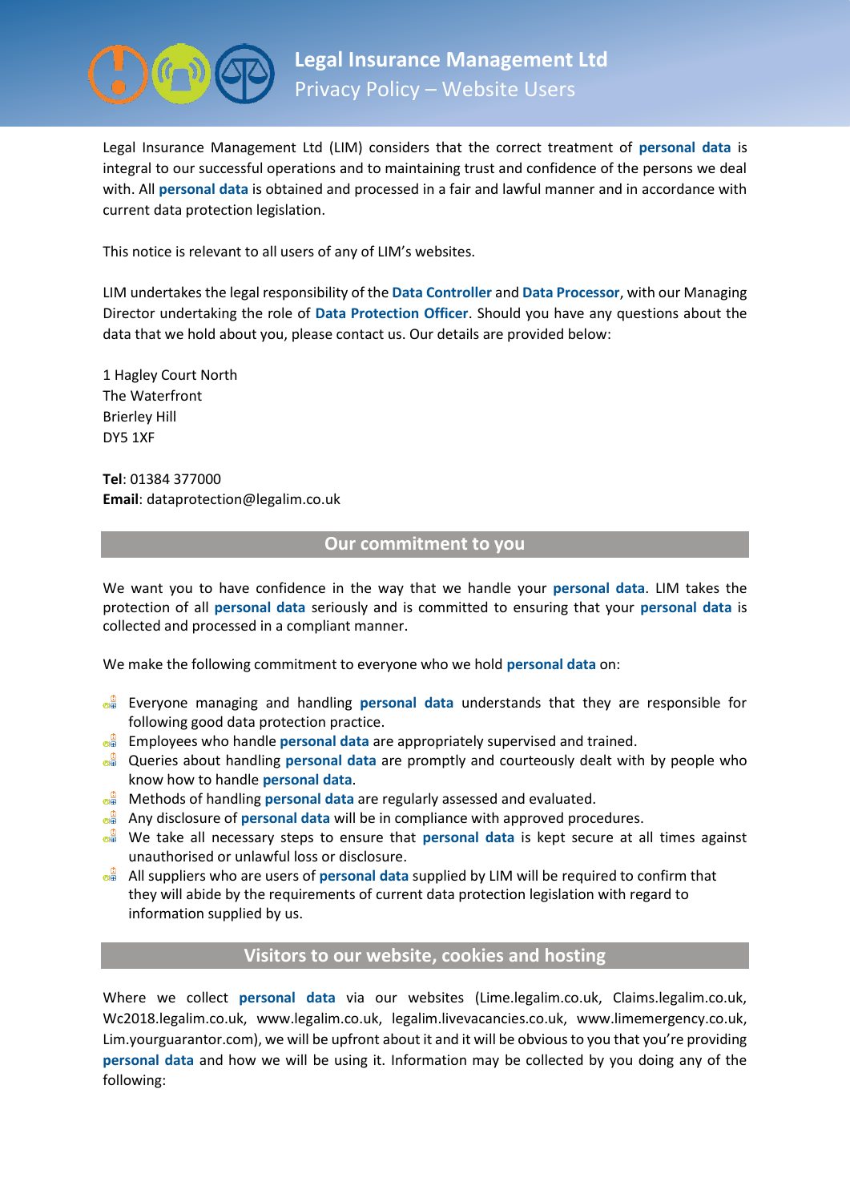# Legal Insurance Management Ltd

## Privacy Policy – Website Users

Legal Insurance Management Ltd (LIM) considers that the correct treatment of **personal data** is integral to our successful operations and to maintaining trust and confidence of the persons we deal with. All **personal data** is obtained and processed in a fair and lawful manner and in accordance with current data protection legislation.

This notice is relevant to all users of any of LIM's websites.

LIM undertakes the legal responsibility of the **Data Controller** and **Data Processor**, with our Managing Director undertaking the role of **Data Protection Officer**. Should you have any questions about the data that we hold about you, please contact us. Our details are provided below:

1 Hagley Court North
The Waterfront
Brierley Hill
DY5 1XF

**Tel**: 01384 377000
**Email**: dataprotection@legalim.co.uk

## Our commitment to you

We want you to have confidence in the way that we handle your **personal data**. LIM takes the protection of all **personal data** seriously and is committed to ensuring that your **personal data** is collected and processed in a compliant manner.

We make the following commitment to everyone who we hold **personal data** on:

- Everyone managing and handling **personal data** understands that they are responsible for following good data protection practice.
- Employees who handle **personal data** are appropriately supervised and trained.
- Queries about handling **personal data** are promptly and courteously dealt with by people who know how to handle **personal data**.
- Methods of handling **personal data** are regularly assessed and evaluated.
- Any disclosure of **personal data** will be in compliance with approved procedures.
- We take all necessary steps to ensure that **personal data** is kept secure at all times against unauthorised or unlawful loss or disclosure.
- All suppliers who are users of **personal data** supplied by LIM will be required to confirm that they will abide by the requirements of current data protection legislation with regard to information supplied by us.

## Visitors to our website, cookies and hosting

Where we collect **personal data** via our websites (Lime.legalim.co.uk, Claims.legalim.co.uk, Wc2018.legalim.co.uk, www.legalim.co.uk, legalim.livevacancies.co.uk, www.limemergency.co.uk, Lim.yourguarantor.com), we will be upfront about it and it will be obvious to you that you're providing **personal data** and how we will be using it. Information may be collected by you doing any of the following: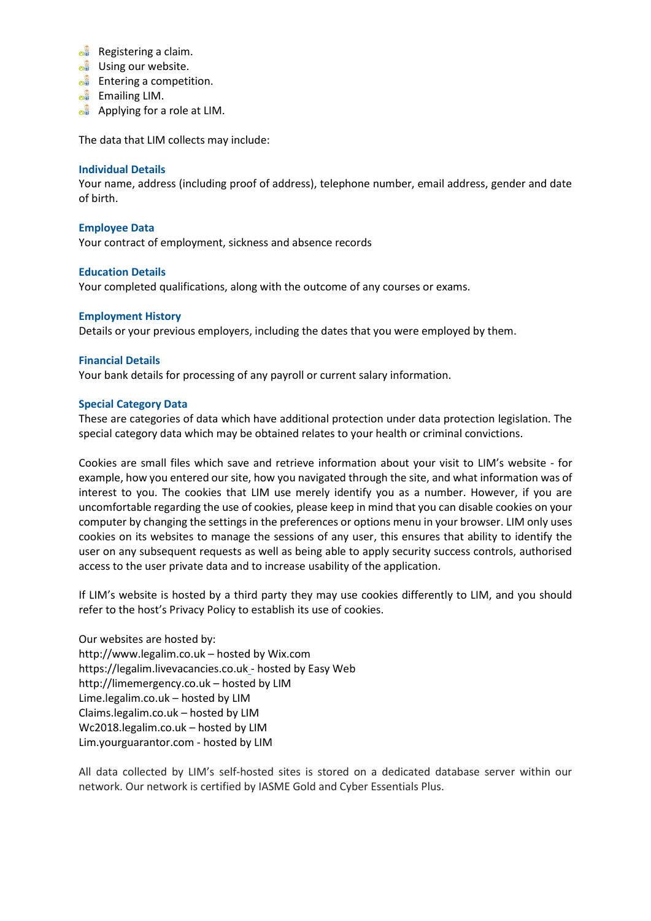- Registering a claim.
- Using our website.
- Entering a competition.
- Emailing LIM.
- Applying for a role at LIM.

The data that LIM collects may include:

### Individual Details

Your name, address (including proof of address), telephone number, email address, gender and date of birth.

### Employee Data

Your contract of employment, sickness and absence records

### Education Details

Your completed qualifications, along with the outcome of any courses or exams.

### Employment History

Details or your previous employers, including the dates that you were employed by them.

### Financial Details

Your bank details for processing of any payroll or current salary information.

### Special Category Data

These are categories of data which have additional protection under data protection legislation. The special category data which may be obtained relates to your health or criminal convictions.

Cookies are small files which save and retrieve information about your visit to LIM's website - for example, how you entered our site, how you navigated through the site, and what information was of interest to you. The cookies that LIM use merely identify you as a number. However, if you are uncomfortable regarding the use of cookies, please keep in mind that you can disable cookies on your computer by changing the settings in the preferences or options menu in your browser. LIM only uses cookies on its websites to manage the sessions of any user, this ensures that ability to identify the user on any subsequent requests as well as being able to apply security success controls, authorised access to the user private data and to increase usability of the application.

If LIM's website is hosted by a third party they may use cookies differently to LIM, and you should refer to the host's Privacy Policy to establish its use of cookies.

Our websites are hosted by:
http://www.legalim.co.uk – hosted by Wix.com
https://legalim.livevacancies.co.uk - hosted by Easy Web
http://limemergency.co.uk – hosted by LIM
Lime.legalim.co.uk – hosted by LIM
Claims.legalim.co.uk – hosted by LIM
Wc2018.legalim.co.uk – hosted by LIM
Lim.yourguarantor.com - hosted by LIM

All data collected by LIM's self-hosted sites is stored on a dedicated database server within our network. Our network is certified by IASME Gold and Cyber Essentials Plus.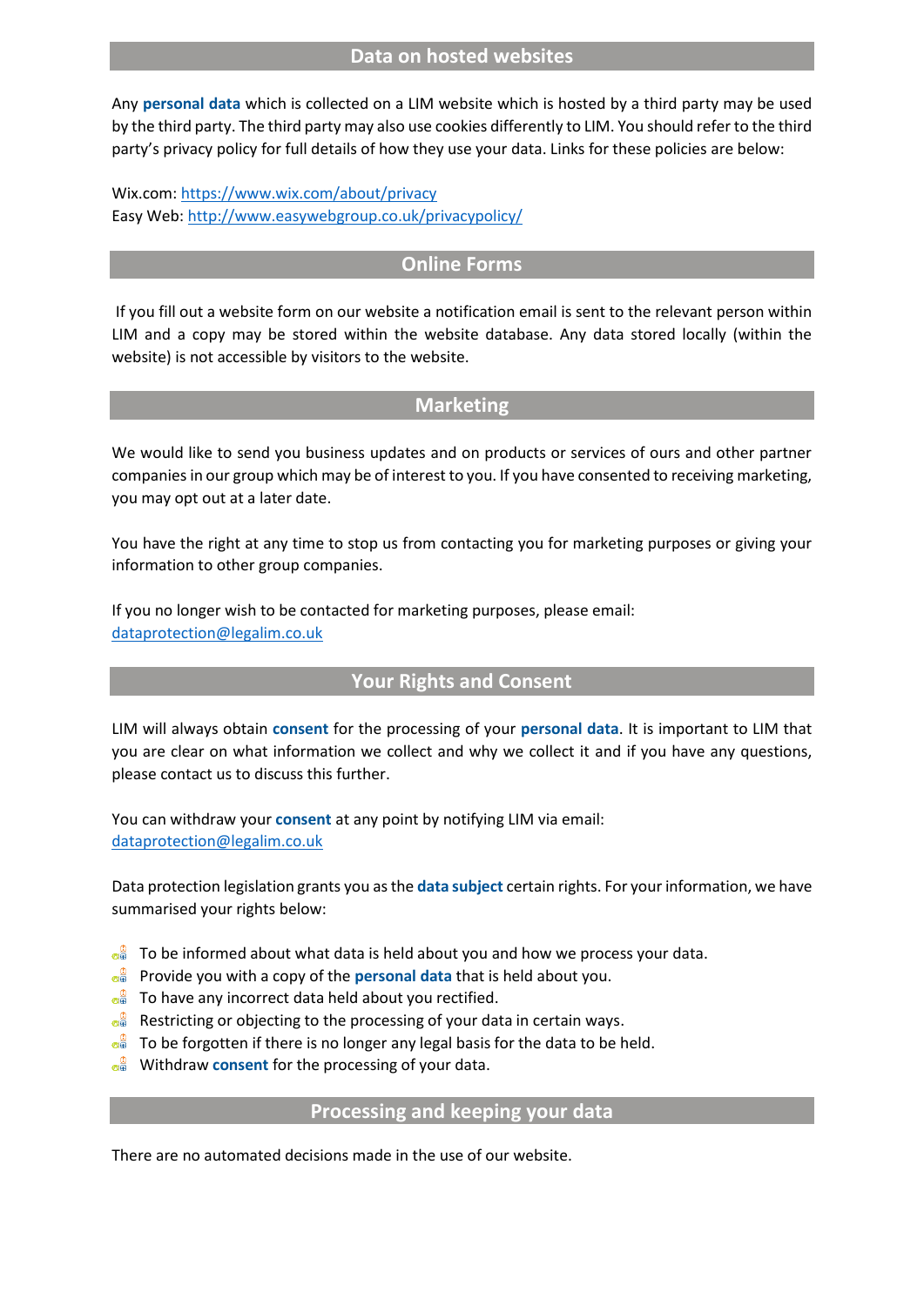## Data on hosted websites

Any **personal data** which is collected on a LIM website which is hosted by a third party may be used by the third party. The third party may also use cookies differently to LIM. You should refer to the third party's privacy policy for full details of how they use your data. Links for these policies are below:

Wix.com: https://www.wix.com/about/privacy
Easy Web: http://www.easywebgroup.co.uk/privacypolicy/

## Online Forms

If you fill out a website form on our website a notification email is sent to the relevant person within LIM and a copy may be stored within the website database. Any data stored locally (within the website) is not accessible by visitors to the website.

## Marketing

We would like to send you business updates and on products or services of ours and other partner companies in our group which may be of interest to you. If you have consented to receiving marketing, you may opt out at a later date.

You have the right at any time to stop us from contacting you for marketing purposes or giving your information to other group companies.

If you no longer wish to be contacted for marketing purposes, please email:
dataprotection@legalim.co.uk

## Your Rights and Consent

LIM will always obtain **consent** for the processing of your **personal data**. It is important to LIM that you are clear on what information we collect and why we collect it and if you have any questions, please contact us to discuss this further.

You can withdraw your **consent** at any point by notifying LIM via email:
dataprotection@legalim.co.uk

Data protection legislation grants you as the **data subject** certain rights. For your information, we have summarised your rights below:

- To be informed about what data is held about you and how we process your data.
- Provide you with a copy of the **personal data** that is held about you.
- To have any incorrect data held about you rectified.
- Restricting or objecting to the processing of your data in certain ways.
- To be forgotten if there is no longer any legal basis for the data to be held.
- Withdraw **consent** for the processing of your data.

## Processing and keeping your data

There are no automated decisions made in the use of our website.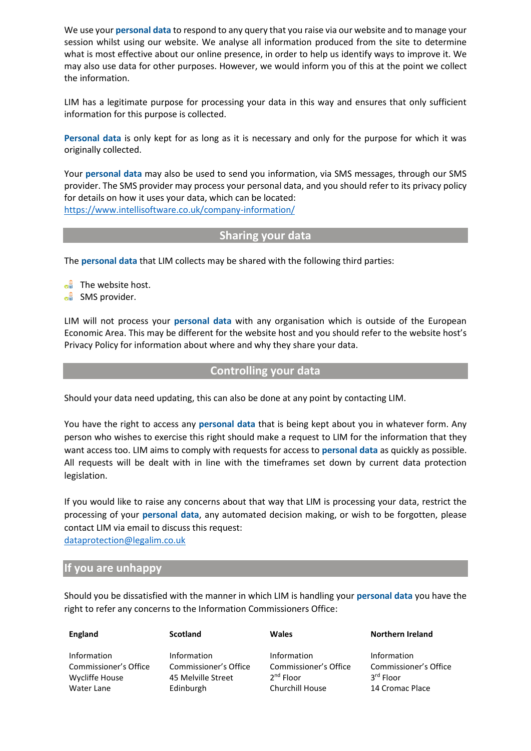We use your **personal data** to respond to any query that you raise via our website and to manage your session whilst using our website. We analyse all information produced from the site to determine what is most effective about our online presence, in order to help us identify ways to improve it. We may also use data for other purposes. However, we would inform you of this at the point we collect the information.

LIM has a legitimate purpose for processing your data in this way and ensures that only sufficient information for this purpose is collected.

**Personal data** is only kept for as long as it is necessary and only for the purpose for which it was originally collected.

Your **personal data** may also be used to send you information, via SMS messages, through our SMS provider. The SMS provider may process your personal data, and you should refer to its privacy policy for details on how it uses your data, which can be located:
https://www.intellisoftware.co.uk/company-information/

## Sharing your data

The **personal data** that LIM collects may be shared with the following third parties:

- The website host.
- SMS provider.

LIM will not process your **personal data** with any organisation which is outside of the European Economic Area. This may be different for the website host and you should refer to the website host's Privacy Policy for information about where and why they share your data.

## Controlling your data

Should your data need updating, this can also be done at any point by contacting LIM.

You have the right to access any **personal data** that is being kept about you in whatever form. Any person who wishes to exercise this right should make a request to LIM for the information that they want access too. LIM aims to comply with requests for access to **personal data** as quickly as possible. All requests will be dealt with in line with the timeframes set down by current data protection legislation.

If you would like to raise any concerns about that way that LIM is processing your data, restrict the processing of your **personal data**, any automated decision making, or wish to be forgotten, please contact LIM via email to discuss this request:
dataprotection@legalim.co.uk

## If you are unhappy

Should you be dissatisfied with the manner in which LIM is handling your **personal data** you have the right to refer any concerns to the Information Commissioners Office:

| England | Scotland | Wales | Northern Ireland |
|---|---|---|---|
| Information Commissioner's Office<br>Wycliffe House<br>Water Lane | Information Commissioner's Office<br>45 Melville Street<br>Edinburgh | Information Commissioner's Office<br>2nd Floor<br>Churchill House | Information Commissioner's Office<br>3rd Floor<br>14 Cromac Place |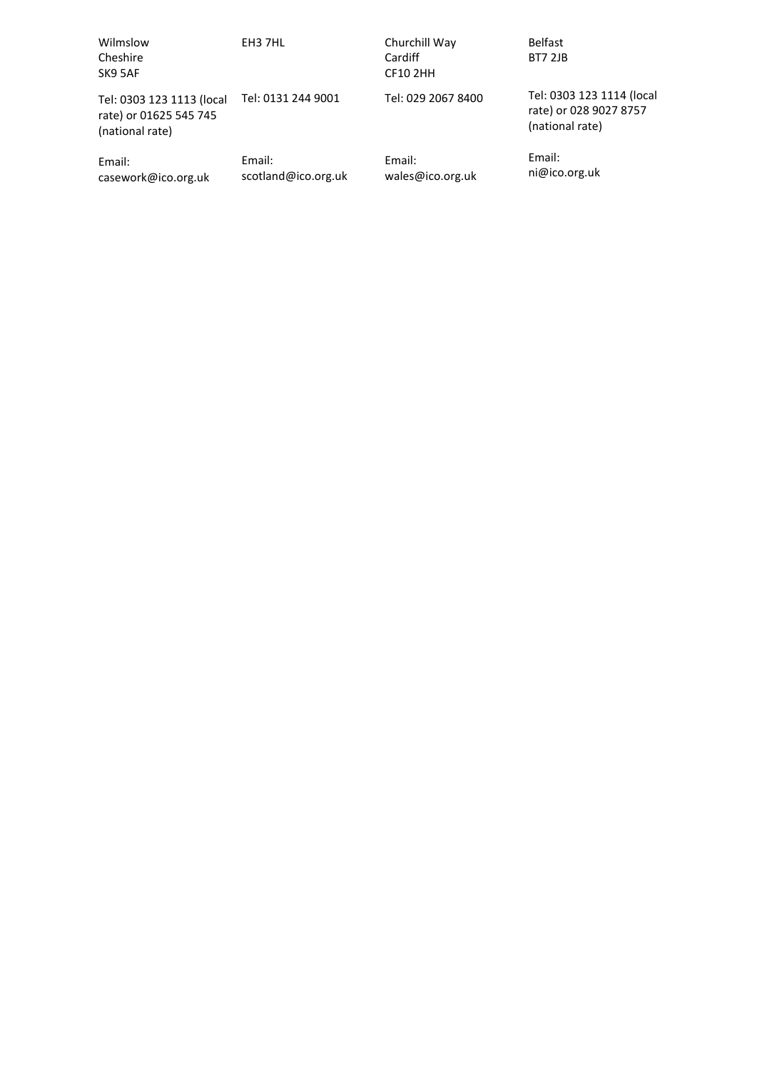| | | | |
|---|---|---|---|
| Wilmslow<br>Cheshire<br>SK9 5AF | EH3 7HL | Churchill Way<br>Cardiff<br>CF10 2HH | Belfast<br>BT7 2JB |
| Tel: 0303 123 1113 (local rate) or 01625 545 745 (national rate) | Tel: 0131 244 9001 | Tel: 029 2067 8400 | Tel: 0303 123 1114 (local rate) or 028 9027 8757 (national rate) |
| Email:<br>casework@ico.org.uk | Email:<br>scotland@ico.org.uk | Email:<br>wales@ico.org.uk | Email:<br>ni@ico.org.uk |